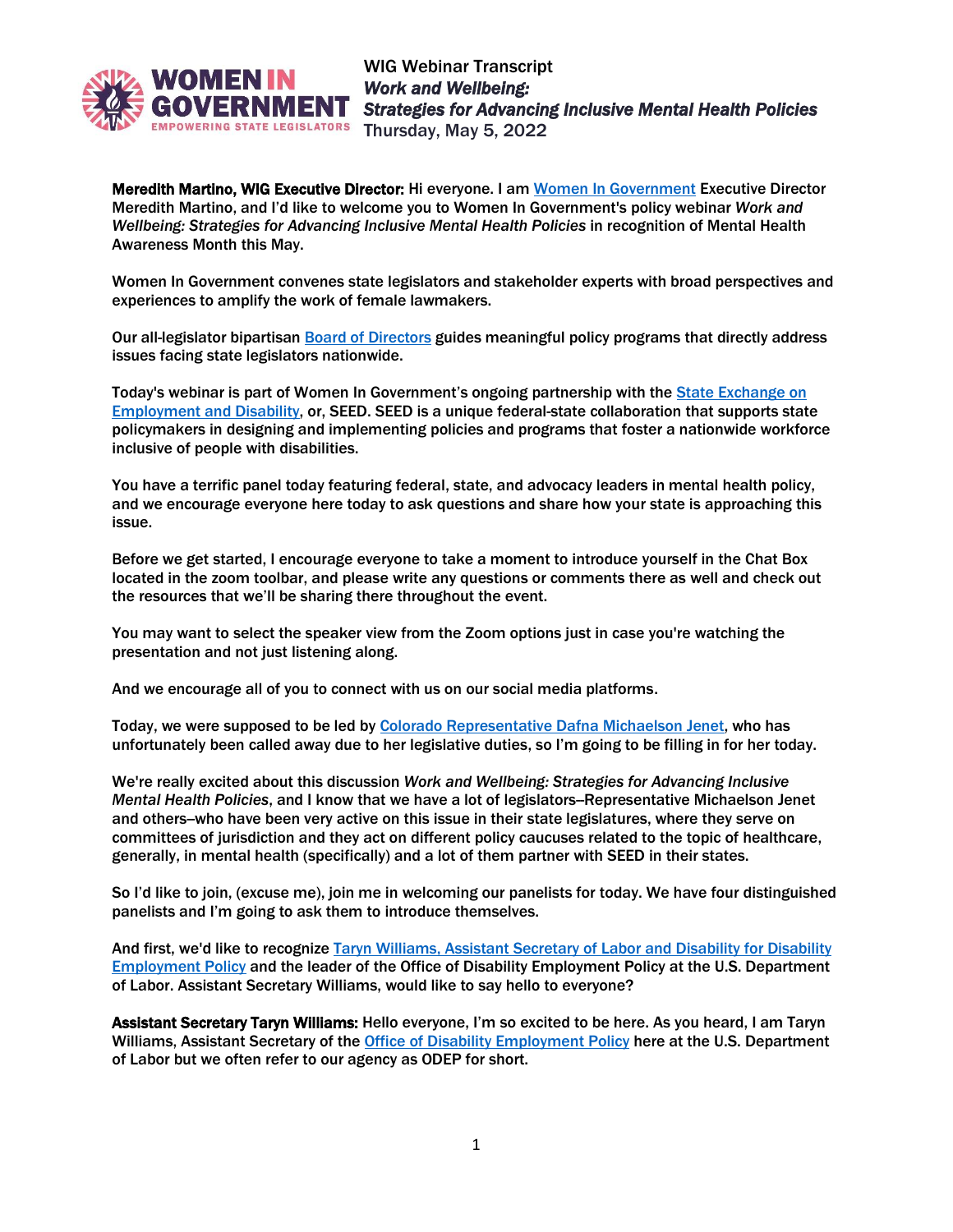# WIG Webinar Transcript

## *Work and Wellbeing: Strategies for Advancing Inclusive Mental Health Policies*

Thursday, May 5, 2022

**Meredith Martino, WIG Executive Director:** Hi everyone. I am Women In Government Executive Director Meredith Martino, and I'd like to welcome you to Women In Government's policy webinar *Work and Wellbeing: Strategies for Advancing Inclusive Mental Health Policies* in recognition of Mental Health Awareness Month this May.

Women In Government convenes state legislators and stakeholder experts with broad perspectives and experiences to amplify the work of female lawmakers.

Our all-legislator bipartisan Board of Directors guides meaningful policy programs that directly address issues facing state legislators nationwide.

Today's webinar is part of Women In Government's ongoing partnership with the State Exchange on Employment and Disability, or, SEED. SEED is a unique federal-state collaboration that supports state policymakers in designing and implementing policies and programs that foster a nationwide workforce inclusive of people with disabilities.

You have a terrific panel today featuring federal, state, and advocacy leaders in mental health policy, and we encourage everyone here today to ask questions and share how your state is approaching this issue.

Before we get started, I encourage everyone to take a moment to introduce yourself in the Chat Box located in the zoom toolbar, and please write any questions or comments there as well and check out the resources that we'll be sharing there throughout the event.

You may want to select the speaker view from the Zoom options just in case you're watching the presentation and not just listening along.

And we encourage all of you to connect with us on our social media platforms.

Today, we were supposed to be led by Colorado Representative Dafna Michaelson Jenet, who has unfortunately been called away due to her legislative duties, so I'm going to be filling in for her today.

We're really excited about this discussion *Work and Wellbeing: Strategies for Advancing Inclusive Mental Health Policies*, and I know that we have a lot of legislators–Representative Michaelson Jenet and others–who have been very active on this issue in their state legislatures, where they serve on committees of jurisdiction and they act on different policy caucuses related to the topic of healthcare, generally, in mental health (specifically) and a lot of them partner with SEED in their states.

So I'd like to join, (excuse me), join me in welcoming our panelists for today. We have four distinguished panelists and I'm going to ask them to introduce themselves.

And first, we'd like to recognize Taryn Williams, Assistant Secretary of Labor and Disability for Disability Employment Policy and the leader of the Office of Disability Employment Policy at the U.S. Department of Labor. Assistant Secretary Williams, would like to say hello to everyone?

**Assistant Secretary Taryn Williams:** Hello everyone, I'm so excited to be here. As you heard, I am Taryn Williams, Assistant Secretary of the Office of Disability Employment Policy here at the U.S. Department of Labor but we often refer to our agency as ODEP for short.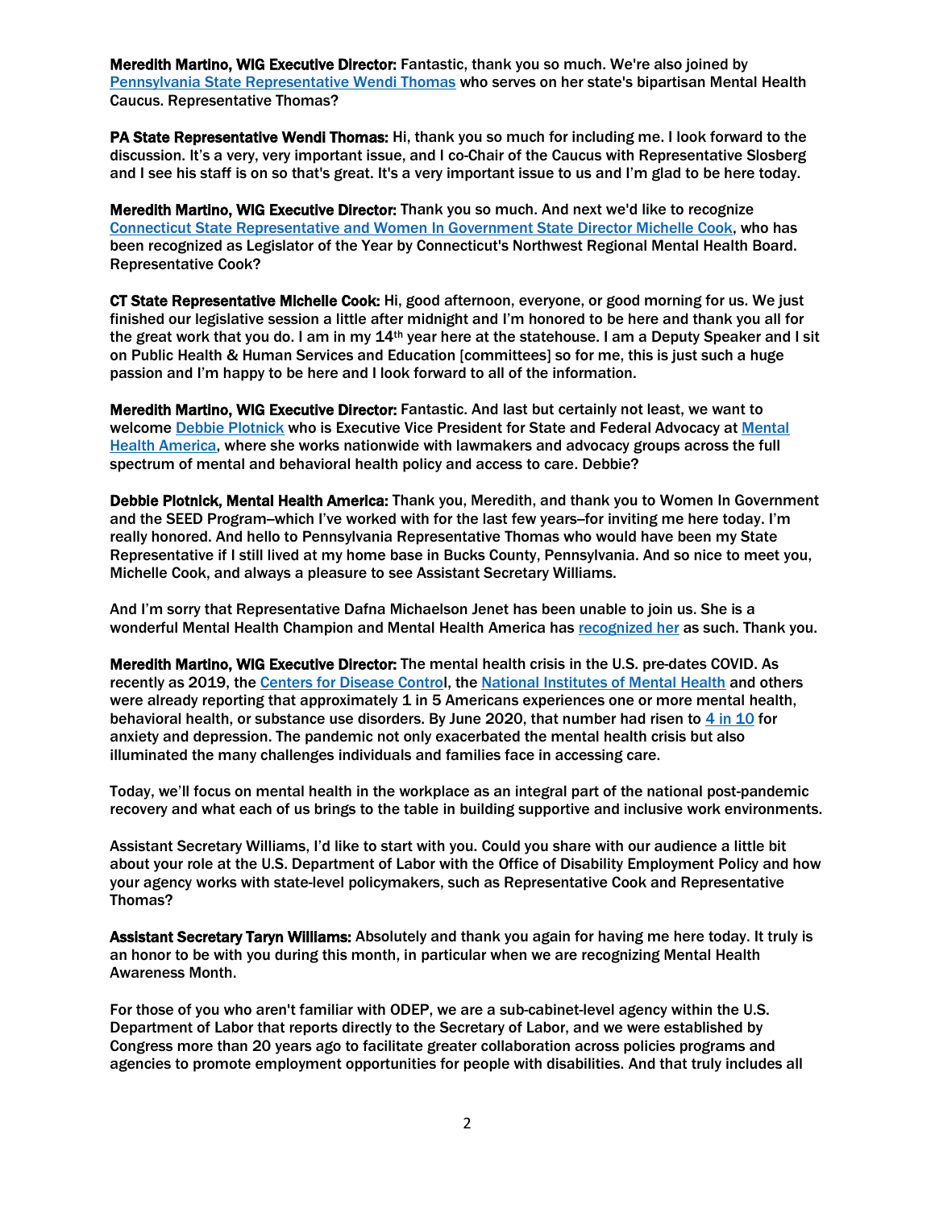**Meredith Martino, WIG Executive Director:** Fantastic, thank you so much. We're also joined by Pennsylvania State Representative Wendi Thomas who serves on her state's bipartisan Mental Health Caucus. Representative Thomas?

**PA State Representative Wendi Thomas:** Hi, thank you so much for including me. I look forward to the discussion. It's a very, very important issue, and I co-Chair of the Caucus with Representative Slosberg and I see his staff is on so that's great. It's a very important issue to us and I'm glad to be here today.

**Meredith Martino, WIG Executive Director:** Thank you so much. And next we'd like to recognize Connecticut State Representative and Women In Government State Director Michelle Cook, who has been recognized as Legislator of the Year by Connecticut's Northwest Regional Mental Health Board. Representative Cook?

**CT State Representative Michelle Cook:** Hi, good afternoon, everyone, or good morning for us. We just finished our legislative session a little after midnight and I'm honored to be here and thank you all for the great work that you do. I am in my 14th year here at the statehouse. I am a Deputy Speaker and I sit on Public Health & Human Services and Education [committees] so for me, this is just such a huge passion and I'm happy to be here and I look forward to all of the information.

**Meredith Martino, WIG Executive Director:** Fantastic. And last but certainly not least, we want to welcome Debbie Plotnick who is Executive Vice President for State and Federal Advocacy at Mental Health America, where she works nationwide with lawmakers and advocacy groups across the full spectrum of mental and behavioral health policy and access to care. Debbie?

**Debbie Plotnick, Mental Health America:** Thank you, Meredith, and thank you to Women In Government and the SEED Program–which I've worked with for the last few years–for inviting me here today. I'm really honored. And hello to Pennsylvania Representative Thomas who would have been my State Representative if I still lived at my home base in Bucks County, Pennsylvania. And so nice to meet you, Michelle Cook, and always a pleasure to see Assistant Secretary Williams.

And I'm sorry that Representative Dafna Michaelson Jenet has been unable to join us. She is a wonderful Mental Health Champion and Mental Health America has recognized her as such. Thank you.

**Meredith Martino, WIG Executive Director:** The mental health crisis in the U.S. pre-dates COVID. As recently as 2019, the Centers for Disease Control, the National Institutes of Mental Health and others were already reporting that approximately 1 in 5 Americans experiences one or more mental health, behavioral health, or substance use disorders. By June 2020, that number had risen to 4 in 10 for anxiety and depression. The pandemic not only exacerbated the mental health crisis but also illuminated the many challenges individuals and families face in accessing care.

Today, we'll focus on mental health in the workplace as an integral part of the national post-pandemic recovery and what each of us brings to the table in building supportive and inclusive work environments.

Assistant Secretary Williams, I'd like to start with you. Could you share with our audience a little bit about your role at the U.S. Department of Labor with the Office of Disability Employment Policy and how your agency works with state-level policymakers, such as Representative Cook and Representative Thomas?

**Assistant Secretary Taryn Williams:** Absolutely and thank you again for having me here today. It truly is an honor to be with you during this month, in particular when we are recognizing Mental Health Awareness Month.

For those of you who aren't familiar with ODEP, we are a sub-cabinet-level agency within the U.S. Department of Labor that reports directly to the Secretary of Labor, and we were established by Congress more than 20 years ago to facilitate greater collaboration across policies programs and agencies to promote employment opportunities for people with disabilities. And that truly includes all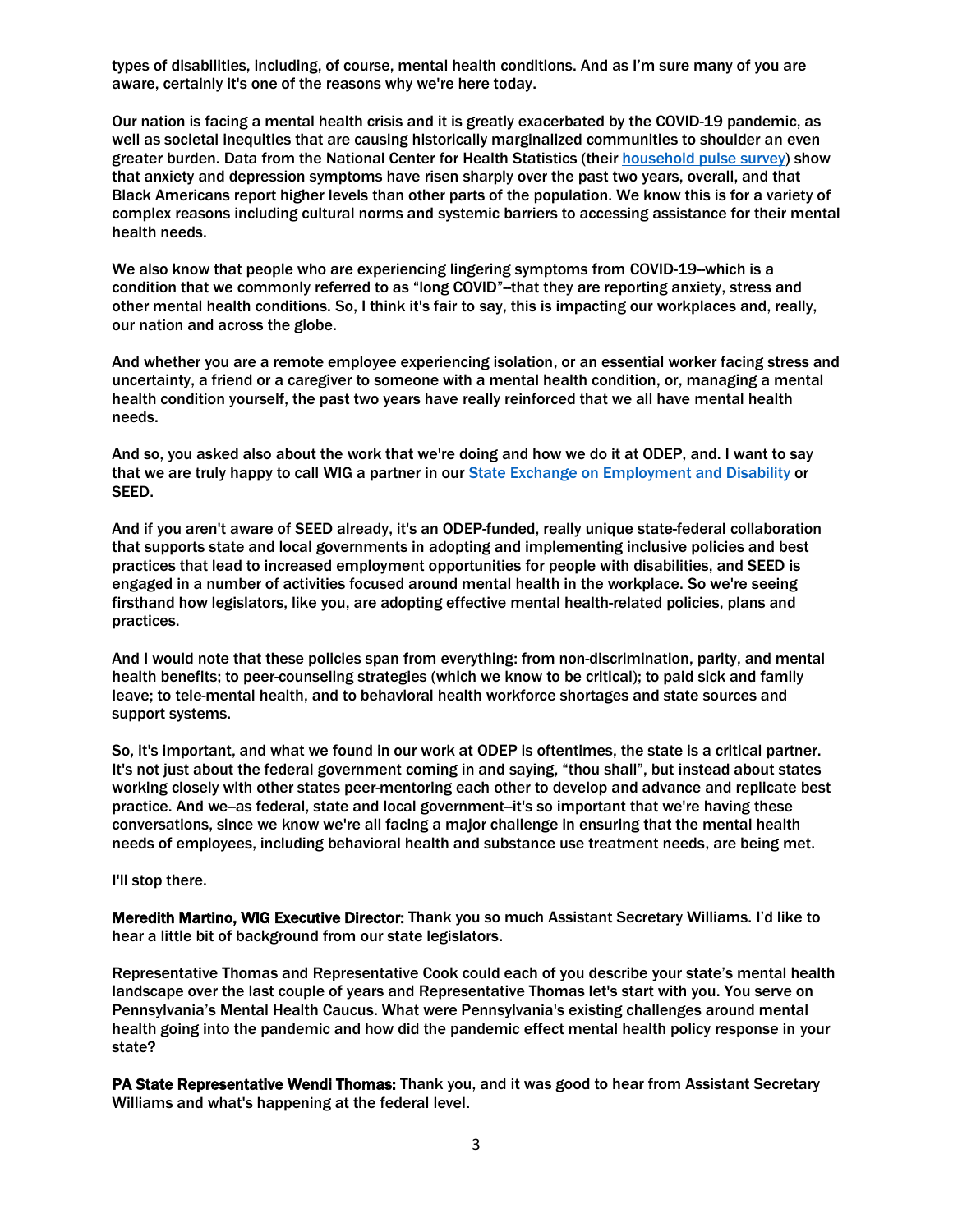types of disabilities, including, of course, mental health conditions. And as I'm sure many of you are aware, certainly it's one of the reasons why we're here today.

Our nation is facing a mental health crisis and it is greatly exacerbated by the COVID-19 pandemic, as well as societal inequities that are causing historically marginalized communities to shoulder an even greater burden. Data from the National Center for Health Statistics (their [household pulse survey]) show that anxiety and depression symptoms have risen sharply over the past two years, overall, and that Black Americans report higher levels than other parts of the population. We know this is for a variety of complex reasons including cultural norms and systemic barriers to accessing assistance for their mental health needs.

We also know that people who are experiencing lingering symptoms from COVID-19–which is a condition that we commonly referred to as "long COVID"–that they are reporting anxiety, stress and other mental health conditions. So, I think it's fair to say, this is impacting our workplaces and, really, our nation and across the globe.

And whether you are a remote employee experiencing isolation, or an essential worker facing stress and uncertainty, a friend or a caregiver to someone with a mental health condition, or, managing a mental health condition yourself, the past two years have really reinforced that we all have mental health needs.

And so, you asked also about the work that we're doing and how we do it at ODEP, and. I want to say that we are truly happy to call WIG a partner in our [State Exchange on Employment and Disability] or SEED.

And if you aren't aware of SEED already, it's an ODEP-funded, really unique state-federal collaboration that supports state and local governments in adopting and implementing inclusive policies and best practices that lead to increased employment opportunities for people with disabilities, and SEED is engaged in a number of activities focused around mental health in the workplace. So we're seeing firsthand how legislators, like you, are adopting effective mental health-related policies, plans and practices.

And I would note that these policies span from everything: from non-discrimination, parity, and mental health benefits; to peer-counseling strategies (which we know to be critical); to paid sick and family leave; to tele-mental health, and to behavioral health workforce shortages and state sources and support systems.

So, it's important, and what we found in our work at ODEP is oftentimes, the state is a critical partner. It's not just about the federal government coming in and saying, "thou shall", but instead about states working closely with other states peer-mentoring each other to develop and advance and replicate best practice. And we–as federal, state and local government–it's so important that we're having these conversations, since we know we're all facing a major challenge in ensuring that the mental health needs of employees, including behavioral health and substance use treatment needs, are being met.

I'll stop there.

**Meredith Martino, WIG Executive Director:** Thank you so much Assistant Secretary Williams. I'd like to hear a little bit of background from our state legislators.

Representative Thomas and Representative Cook could each of you describe your state's mental health landscape over the last couple of years and Representative Thomas let's start with you. You serve on Pennsylvania's Mental Health Caucus. What were Pennsylvania's existing challenges around mental health going into the pandemic and how did the pandemic effect mental health policy response in your state?

**PA State Representative Wendi Thomas:** Thank you, and it was good to hear from Assistant Secretary Williams and what's happening at the federal level.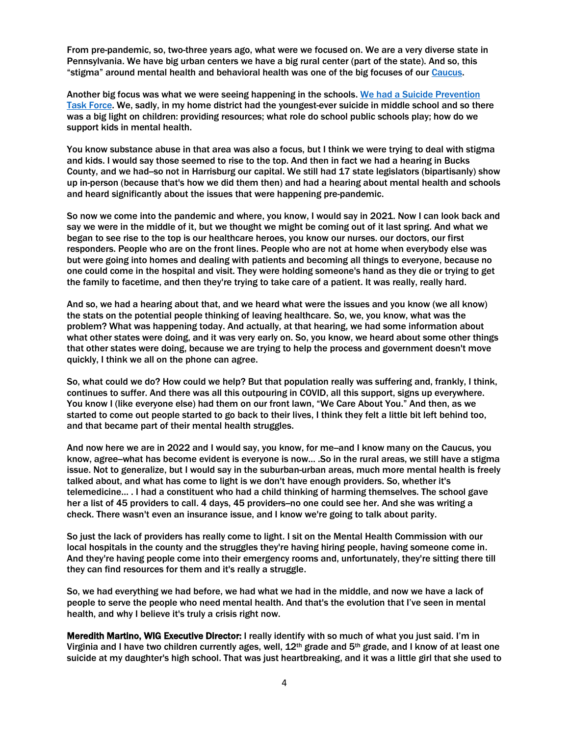From pre-pandemic, so, two-three years ago, what were we focused on. We are a very diverse state in Pennsylvania. We have big urban centers we have a big rural center (part of the state). And so, this "stigma" around mental health and behavioral health was one of the big focuses of our Caucus.

Another big focus was what we were seeing happening in the schools. We had a Suicide Prevention Task Force. We, sadly, in my home district had the youngest-ever suicide in middle school and so there was a big light on children: providing resources; what role do school public schools play; how do we support kids in mental health.

You know substance abuse in that area was also a focus, but I think we were trying to deal with stigma and kids. I would say those seemed to rise to the top. And then in fact we had a hearing in Bucks County, and we had–so not in Harrisburg our capital. We still had 17 state legislators (bipartisanly) show up in-person (because that's how we did them then) and had a hearing about mental health and schools and heard significantly about the issues that were happening pre-pandemic.

So now we come into the pandemic and where, you know, I would say in 2021. Now I can look back and say we were in the middle of it, but we thought we might be coming out of it last spring. And what we began to see rise to the top is our healthcare heroes, you know our nurses. our doctors, our first responders. People who are on the front lines. People who are not at home when everybody else was but were going into homes and dealing with patients and becoming all things to everyone, because no one could come in the hospital and visit. They were holding someone's hand as they die or trying to get the family to facetime, and then they're trying to take care of a patient. It was really, really hard.

And so, we had a hearing about that, and we heard what were the issues and you know (we all know) the stats on the potential people thinking of leaving healthcare. So, we, you know, what was the problem? What was happening today. And actually, at that hearing, we had some information about what other states were doing, and it was very early on. So, you know, we heard about some other things that other states were doing, because we are trying to help the process and government doesn't move quickly, I think we all on the phone can agree.

So, what could we do? How could we help? But that population really was suffering and, frankly, I think, continues to suffer. And there was all this outpouring in COVID, all this support, signs up everywhere. You know I (like everyone else) had them on our front lawn, "We Care About You." And then, as we started to come out people started to go back to their lives, I think they felt a little bit left behind too, and that became part of their mental health struggles.

And now here we are in 2022 and I would say, you know, for me–and I know many on the Caucus, you know, agree–what has become evident is everyone is now... .So in the rural areas, we still have a stigma issue. Not to generalize, but I would say in the suburban-urban areas, much more mental health is freely talked about, and what has come to light is we don't have enough providers. So, whether it's telemedicine... . I had a constituent who had a child thinking of harming themselves. The school gave her a list of 45 providers to call. 4 days, 45 providers–no one could see her. And she was writing a check. There wasn't even an insurance issue, and I know we're going to talk about parity.

So just the lack of providers has really come to light. I sit on the Mental Health Commission with our local hospitals in the county and the struggles they're having hiring people, having someone come in. And they're having people come into their emergency rooms and, unfortunately, they're sitting there till they can find resources for them and it's really a struggle.

So, we had everything we had before, we had what we had in the middle, and now we have a lack of people to serve the people who need mental health. And that's the evolution that I've seen in mental health, and why I believe it's truly a crisis right now.

**Meredith Martino, WIG Executive Director:** I really identify with so much of what you just said. I'm in Virginia and I have two children currently ages, well, 12th grade and 5th grade, and I know of at least one suicide at my daughter's high school. That was just heartbreaking, and it was a little girl that she used to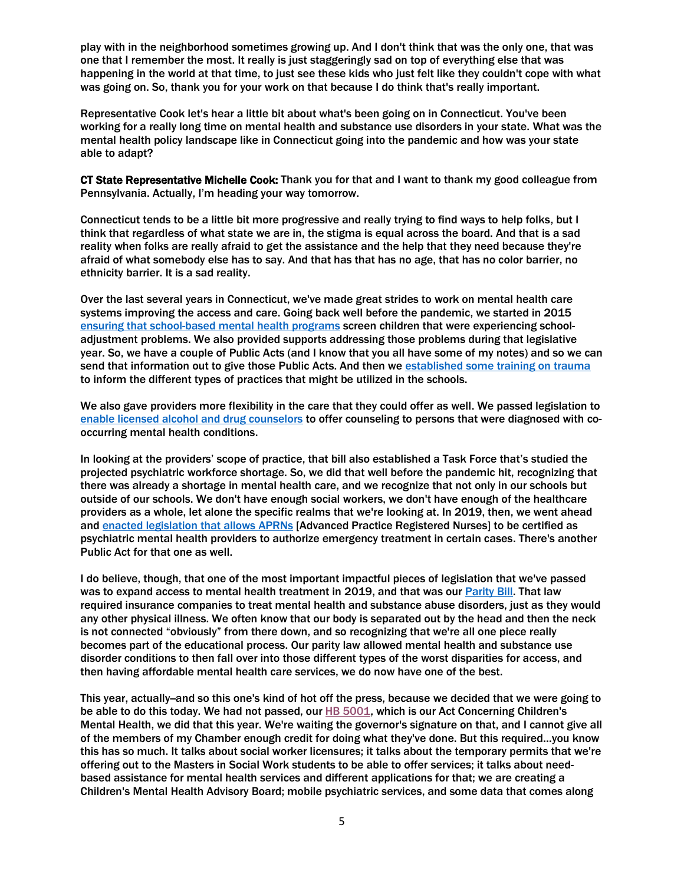play with in the neighborhood sometimes growing up. And I don't think that was the only one, that was one that I remember the most. It really is just staggeringly sad on top of everything else that was happening in the world at that time, to just see these kids who just felt like they couldn't cope with what was going on. So, thank you for your work on that because I do think that's really important.

Representative Cook let's hear a little bit about what's been going on in Connecticut. You've been working for a really long time on mental health and substance use disorders in your state. What was the mental health policy landscape like in Connecticut going into the pandemic and how was your state able to adapt?

**CT State Representative Michelle Cook:** Thank you for that and I want to thank my good colleague from Pennsylvania. Actually, I'm heading your way tomorrow.

Connecticut tends to be a little bit more progressive and really trying to find ways to help folks, but I think that regardless of what state we are in, the stigma is equal across the board. And that is a sad reality when folks are really afraid to get the assistance and the help that they need because they're afraid of what somebody else has to say. And that has that has no age, that has no color barrier, no ethnicity barrier. It is a sad reality.

Over the last several years in Connecticut, we've made great strides to work on mental health care systems improving the access and care. Going back well before the pandemic, we started in 2015 [ensuring that school-based mental health programs] screen children that were experiencing school-adjustment problems. We also provided supports addressing those problems during that legislative year. So, we have a couple of Public Acts (and I know that you all have some of my notes) and so we can send that information out to give those Public Acts. And then we [established some training on trauma] to inform the different types of practices that might be utilized in the schools.

We also gave providers more flexibility in the care that they could offer as well. We passed legislation to [enable licensed alcohol and drug counselors] to offer counseling to persons that were diagnosed with co-occurring mental health conditions.

In looking at the providers' scope of practice, that bill also established a Task Force that's studied the projected psychiatric workforce shortage. So, we did that well before the pandemic hit, recognizing that there was already a shortage in mental health care, and we recognize that not only in our schools but outside of our schools. We don't have enough social workers, we don't have enough of the healthcare providers as a whole, let alone the specific realms that we're looking at. In 2019, then, we went ahead and [enacted legislation that allows APRNs] [Advanced Practice Registered Nurses] to be certified as psychiatric mental health providers to authorize emergency treatment in certain cases. There's another Public Act for that one as well.

I do believe, though, that one of the most important impactful pieces of legislation that we've passed was to expand access to mental health treatment in 2019, and that was our [Parity Bill]. That law required insurance companies to treat mental health and substance abuse disorders, just as they would any other physical illness. We often know that our body is separated out by the head and then the neck is not connected "obviously" from there down, and so recognizing that we're all one piece really becomes part of the educational process. Our parity law allowed mental health and substance use disorder conditions to then fall over into those different types of the worst disparities for access, and then having affordable mental health care services, we do now have one of the best.

This year, actually–and so this one's kind of hot off the press, because we decided that we were going to be able to do this today. We had not passed, our [HB 5001], which is our Act Concerning Children's Mental Health, we did that this year. We're waiting the governor's signature on that, and I cannot give all of the members of my Chamber enough credit for doing what they've done. But this required…you know this has so much. It talks about social worker licensures; it talks about the temporary permits that we're offering out to the Masters in Social Work students to be able to offer services; it talks about need-based assistance for mental health services and different applications for that; we are creating a Children's Mental Health Advisory Board; mobile psychiatric services, and some data that comes along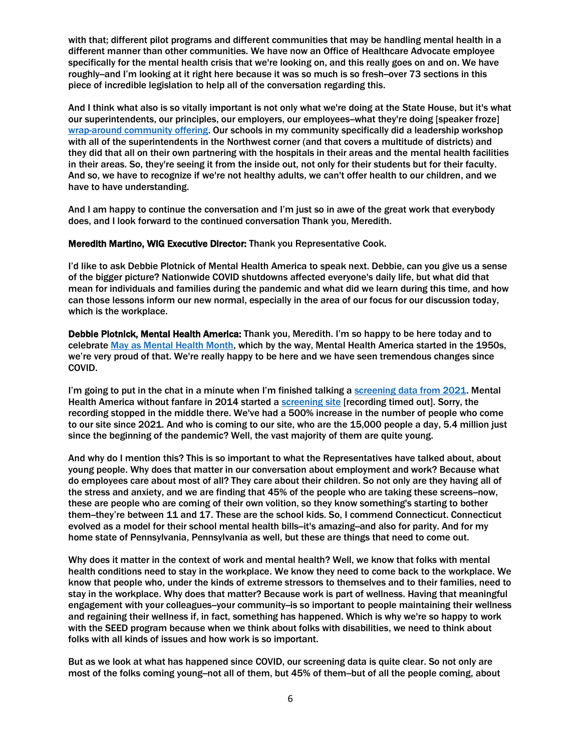with that; different pilot programs and different communities that may be handling mental health in a different manner than other communities. We have now an Office of Healthcare Advocate employee specifically for the mental health crisis that we're looking on, and this really goes on and on. We have roughly–and I'm looking at it right here because it was so much is so fresh–over 73 sections in this piece of incredible legislation to help all of the conversation regarding this.

And I think what also is so vitally important is not only what we're doing at the State House, but it's what our superintendents, our principles, our employers, our employees–what they're doing [speaker froze] wrap-around community offering. Our schools in my community specifically did a leadership workshop with all of the superintendents in the Northwest corner (and that covers a multitude of districts) and they did that all on their own partnering with the hospitals in their areas and the mental health facilities in their areas. So, they're seeing it from the inside out, not only for their students but for their faculty. And so, we have to recognize if we're not healthy adults, we can't offer health to our children, and we have to have understanding.

And I am happy to continue the conversation and I'm just so in awe of the great work that everybody does, and I look forward to the continued conversation Thank you, Meredith.

**Meredith Martino, WIG Executive Director:** Thank you Representative Cook.

I'd like to ask Debbie Plotnick of Mental Health America to speak next. Debbie, can you give us a sense of the bigger picture? Nationwide COVID shutdowns affected everyone's daily life, but what did that mean for individuals and families during the pandemic and what did we learn during this time, and how can those lessons inform our new normal, especially in the area of our focus for our discussion today, which is the workplace.

**Debbie Plotnick, Mental Health America:** Thank you, Meredith. I'm so happy to be here today and to celebrate May as Mental Health Month, which by the way, Mental Health America started in the 1950s, we're very proud of that. We're really happy to be here and we have seen tremendous changes since COVID.

I'm going to put in the chat in a minute when I'm finished talking a screening data from 2021. Mental Health America without fanfare in 2014 started a screening site [recording timed out]. Sorry, the recording stopped in the middle there. We've had a 500% increase in the number of people who come to our site since 2021. And who is coming to our site, who are the 15,000 people a day, 5.4 million just since the beginning of the pandemic? Well, the vast majority of them are quite young.

And why do I mention this? This is so important to what the Representatives have talked about, about young people. Why does that matter in our conversation about employment and work? Because what do employees care about most of all? They care about their children. So not only are they having all of the stress and anxiety, and we are finding that 45% of the people who are taking these screens–now, these are people who are coming of their own volition, so they know something's starting to bother them–they're between 11 and 17. These are the school kids. So, I commend Connecticut. Connecticut evolved as a model for their school mental health bills–it's amazing–and also for parity. And for my home state of Pennsylvania, Pennsylvania as well, but these are things that need to come out.

Why does it matter in the context of work and mental health? Well, we know that folks with mental health conditions need to stay in the workplace. We know they need to come back to the workplace. We know that people who, under the kinds of extreme stressors to themselves and to their families, need to stay in the workplace. Why does that matter? Because work is part of wellness. Having that meaningful engagement with your colleagues–your community–is so important to people maintaining their wellness and regaining their wellness if, in fact, something has happened. Which is why we're so happy to work with the SEED program because when we think about folks with disabilities, we need to think about folks with all kinds of issues and how work is so important.

But as we look at what has happened since COVID, our screening data is quite clear. So not only are most of the folks coming young–not all of them, but 45% of them–but of all the people coming, about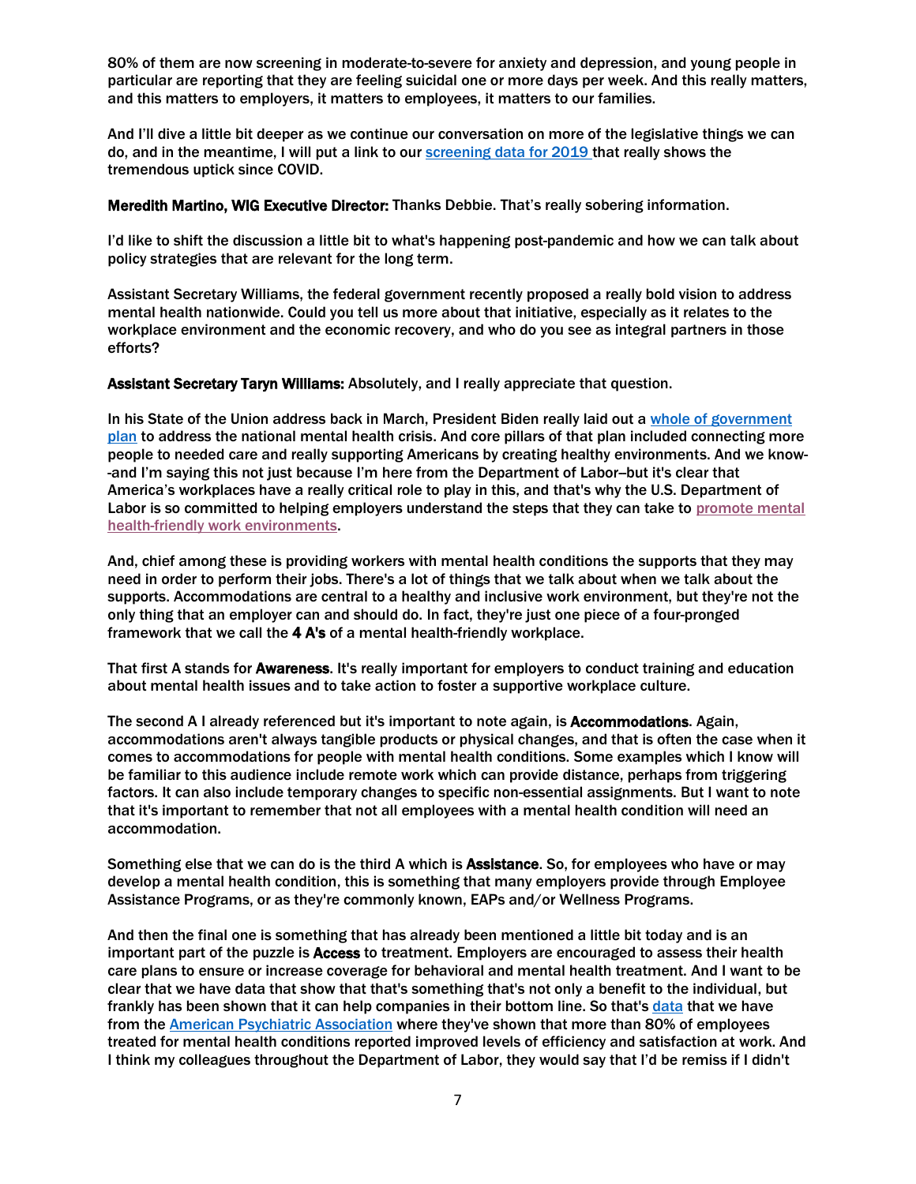80% of them are now screening in moderate-to-severe for anxiety and depression, and young people in particular are reporting that they are feeling suicidal one or more days per week. And this really matters, and this matters to employers, it matters to employees, it matters to our families.

And I'll dive a little bit deeper as we continue our conversation on more of the legislative things we can do, and in the meantime, I will put a link to our [screening data for 2019](#) that really shows the tremendous uptick since COVID.

**Meredith Martino, WIG Executive Director:** Thanks Debbie. That's really sobering information.

I'd like to shift the discussion a little bit to what's happening post-pandemic and how we can talk about policy strategies that are relevant for the long term.

Assistant Secretary Williams, the federal government recently proposed a really bold vision to address mental health nationwide. Could you tell us more about that initiative, especially as it relates to the workplace environment and the economic recovery, and who do you see as integral partners in those efforts?

**Assistant Secretary Taryn Williams:** Absolutely, and I really appreciate that question.

In his State of the Union address back in March, President Biden really laid out a [whole of government plan](#) to address the national mental health crisis. And core pillars of that plan included connecting more people to needed care and really supporting Americans by creating healthy environments. And we know--and I'm saying this not just because I'm here from the Department of Labor–but it's clear that America's workplaces have a really critical role to play in this, and that's why the U.S. Department of Labor is so committed to helping employers understand the steps that they can take to [promote mental health-friendly work environments](#).

And, chief among these is providing workers with mental health conditions the supports that they may need in order to perform their jobs. There's a lot of things that we talk about when we talk about the supports. Accommodations are central to a healthy and inclusive work environment, but they're not the only thing that an employer can and should do. In fact, they're just one piece of a four-pronged framework that we call the **4 A's** of a mental health-friendly workplace.

That first A stands for **Awareness**. It's really important for employers to conduct training and education about mental health issues and to take action to foster a supportive workplace culture.

The second A I already referenced but it's important to note again, is **Accommodations**. Again, accommodations aren't always tangible products or physical changes, and that is often the case when it comes to accommodations for people with mental health conditions. Some examples which I know will be familiar to this audience include remote work which can provide distance, perhaps from triggering factors. It can also include temporary changes to specific non-essential assignments. But I want to note that it's important to remember that not all employees with a mental health condition will need an accommodation.

Something else that we can do is the third A which is **Assistance**. So, for employees who have or may develop a mental health condition, this is something that many employers provide through Employee Assistance Programs, or as they're commonly known, EAPs and/or Wellness Programs.

And then the final one is something that has already been mentioned a little bit today and is an important part of the puzzle is **Access** to treatment. Employers are encouraged to assess their health care plans to ensure or increase coverage for behavioral and mental health treatment. And I want to be clear that we have data that show that that's something that's not only a benefit to the individual, but frankly has been shown that it can help companies in their bottom line. So that's [data](#) that we have from the [American Psychiatric Association](#) where they've shown that more than 80% of employees treated for mental health conditions reported improved levels of efficiency and satisfaction at work. And I think my colleagues throughout the Department of Labor, they would say that I'd be remiss if I didn't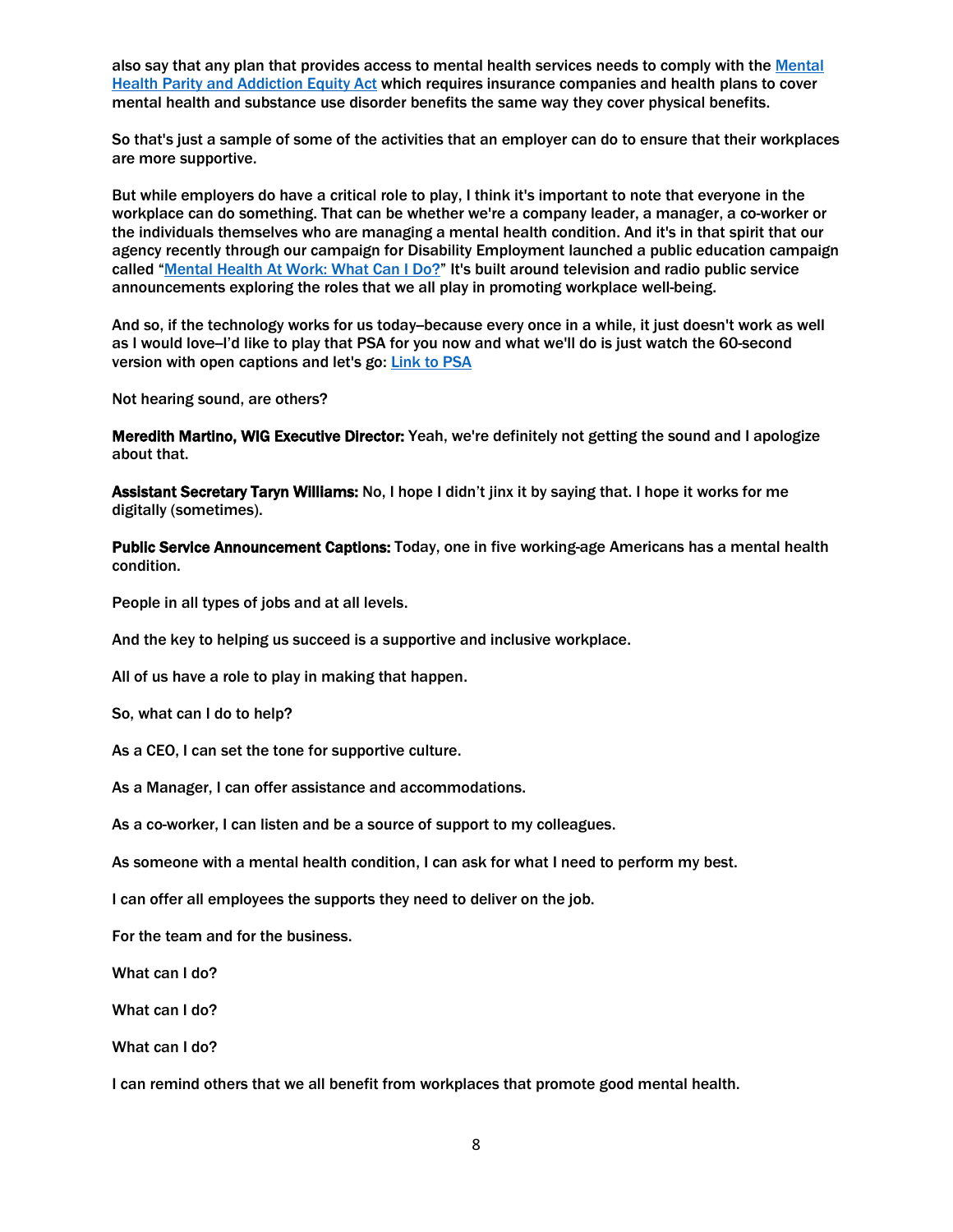also say that any plan that provides access to mental health services needs to comply with the [Mental Health Parity and Addiction Equity Act]() which requires insurance companies and health plans to cover mental health and substance use disorder benefits the same way they cover physical benefits.

So that's just a sample of some of the activities that an employer can do to ensure that their workplaces are more supportive.

But while employers do have a critical role to play, I think it's important to note that everyone in the workplace can do something. That can be whether we're a company leader, a manager, a co-worker or the individuals themselves who are managing a mental health condition. And it's in that spirit that our agency recently through our campaign for Disability Employment launched a public education campaign called "[Mental Health At Work: What Can I Do?]()" It's built around television and radio public service announcements exploring the roles that we all play in promoting workplace well-being.

And so, if the technology works for us today–because every once in a while, it just doesn't work as well as I would love–I'd like to play that PSA for you now and what we'll do is just watch the 60-second version with open captions and let's go: [Link to PSA]()

Not hearing sound, are others?

**Meredith Martino, WIG Executive Director:** Yeah, we're definitely not getting the sound and I apologize about that.

**Assistant Secretary Taryn Williams:** No, I hope I didn't jinx it by saying that. I hope it works for me digitally (sometimes).

**Public Service Announcement Captions:** Today, one in five working-age Americans has a mental health condition.

People in all types of jobs and at all levels.

And the key to helping us succeed is a supportive and inclusive workplace.

All of us have a role to play in making that happen.

So, what can I do to help?

As a CEO, I can set the tone for supportive culture.

As a Manager, I can offer assistance and accommodations.

As a co-worker, I can listen and be a source of support to my colleagues.

As someone with a mental health condition, I can ask for what I need to perform my best.

I can offer all employees the supports they need to deliver on the job.

For the team and for the business.

What can I do?

What can I do?

What can I do?

I can remind others that we all benefit from workplaces that promote good mental health.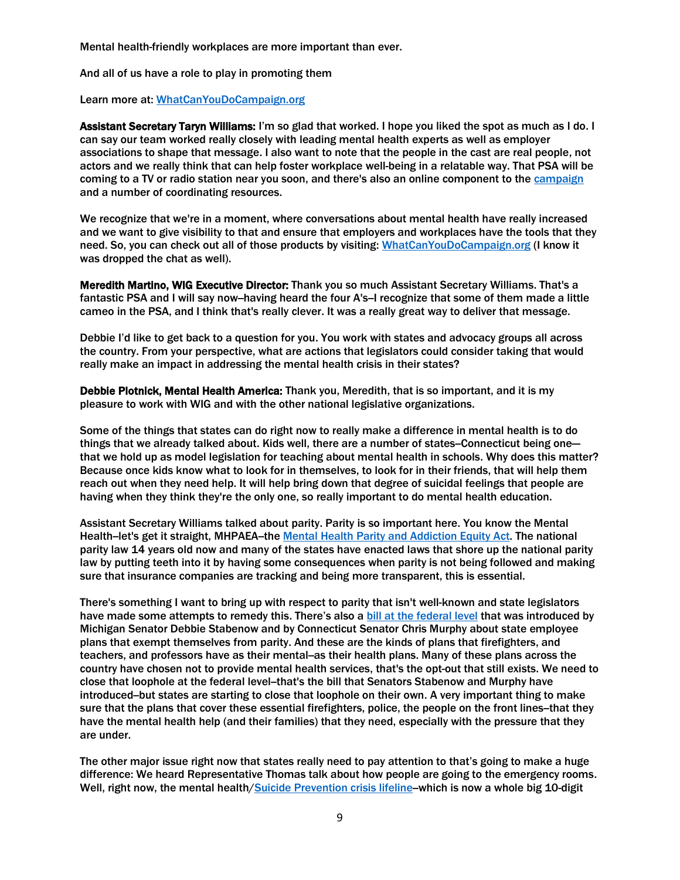Mental health-friendly workplaces are more important than ever.

And all of us have a role to play in promoting them

Learn more at: WhatCanYouDoCampaign.org

**Assistant Secretary Taryn Williams:** I'm so glad that worked. I hope you liked the spot as much as I do. I can say our team worked really closely with leading mental health experts as well as employer associations to shape that message. I also want to note that the people in the cast are real people, not actors and we really think that can help foster workplace well-being in a relatable way. That PSA will be coming to a TV or radio station near you soon, and there's also an online component to the campaign and a number of coordinating resources.

We recognize that we're in a moment, where conversations about mental health have really increased and we want to give visibility to that and ensure that employers and workplaces have the tools that they need. So, you can check out all of those products by visiting: WhatCanYouDoCampaign.org (I know it was dropped the chat as well).

**Meredith Martino, WIG Executive Director:** Thank you so much Assistant Secretary Williams. That's a fantastic PSA and I will say now–having heard the four A's–I recognize that some of them made a little cameo in the PSA, and I think that's really clever. It was a really great way to deliver that message.

Debbie I'd like to get back to a question for you. You work with states and advocacy groups all across the country. From your perspective, what are actions that legislators could consider taking that would really make an impact in addressing the mental health crisis in their states?

**Debbie Plotnick, Mental Health America:** Thank you, Meredith, that is so important, and it is my pleasure to work with WIG and with the other national legislative organizations.

Some of the things that states can do right now to really make a difference in mental health is to do things that we already talked about. Kids well, there are a number of states–Connecticut being one— that we hold up as model legislation for teaching about mental health in schools. Why does this matter? Because once kids know what to look for in themselves, to look for in their friends, that will help them reach out when they need help. It will help bring down that degree of suicidal feelings that people are having when they think they're the only one, so really important to do mental health education.

Assistant Secretary Williams talked about parity. Parity is so important here. You know the Mental Health–let's get it straight, MHPAEA–the Mental Health Parity and Addiction Equity Act. The national parity law 14 years old now and many of the states have enacted laws that shore up the national parity law by putting teeth into it by having some consequences when parity is not being followed and making sure that insurance companies are tracking and being more transparent, this is essential.

There's something I want to bring up with respect to parity that isn't well-known and state legislators have made some attempts to remedy this. There's also a bill at the federal level that was introduced by Michigan Senator Debbie Stabenow and by Connecticut Senator Chris Murphy about state employee plans that exempt themselves from parity. And these are the kinds of plans that firefighters, and teachers, and professors have as their mental–as their health plans. Many of these plans across the country have chosen not to provide mental health services, that's the opt-out that still exists. We need to close that loophole at the federal level–that's the bill that Senators Stabenow and Murphy have introduced–but states are starting to close that loophole on their own. A very important thing to make sure that the plans that cover these essential firefighters, police, the people on the front lines–that they have the mental health help (and their families) that they need, especially with the pressure that they are under.

The other major issue right now that states really need to pay attention to that's going to make a huge difference: We heard Representative Thomas talk about how people are going to the emergency rooms. Well, right now, the mental health/Suicide Prevention crisis lifeline–which is now a whole big 10-digit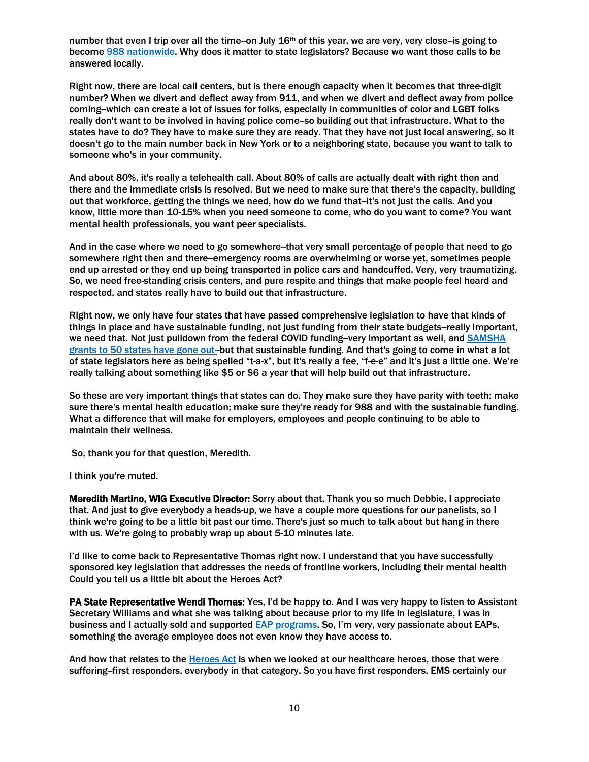number that even I trip over all the time–on July 16th of this year, we are very, very close–is going to become 988 nationwide. Why does it matter to state legislators? Because we want those calls to be answered locally.

Right now, there are local call centers, but is there enough capacity when it becomes that three-digit number? When we divert and deflect away from 911, and when we divert and deflect away from police coming–which can create a lot of issues for folks, especially in communities of color and LGBT folks really don't want to be involved in having police come–so building out that infrastructure. What to the states have to do? They have to make sure they are ready. That they have not just local answering, so it doesn't go to the main number back in New York or to a neighboring state, because you want to talk to someone who's in your community.

And about 80%, it's really a telehealth call. About 80% of calls are actually dealt with right then and there and the immediate crisis is resolved. But we need to make sure that there's the capacity, building out that workforce, getting the things we need, how do we fund that–it's not just the calls. And you know, little more than 10-15% when you need someone to come, who do you want to come? You want mental health professionals, you want peer specialists.

And in the case where we need to go somewhere–that very small percentage of people that need to go somewhere right then and there–emergency rooms are overwhelming or worse yet, sometimes people end up arrested or they end up being transported in police cars and handcuffed. Very, very traumatizing. So, we need free-standing crisis centers, and pure respite and things that make people feel heard and respected, and states really have to build out that infrastructure.

Right now, we only have four states that have passed comprehensive legislation to have that kinds of things in place and have sustainable funding, not just funding from their state budgets–really important, we need that. Not just pulldown from the federal COVID funding–very important as well, and SAMSHA grants to 50 states have gone out–but that sustainable funding. And that's going to come in what a lot of state legislators here as being spelled "t-a-x", but it's really a fee, "f-e-e" and it's just a little one. We're really talking about something like $5 or $6 a year that will help build out that infrastructure.

So these are very important things that states can do. They make sure they have parity with teeth; make sure there's mental health education; make sure they're ready for 988 and with the sustainable funding. What a difference that will make for employers, employees and people continuing to be able to maintain their wellness.

So, thank you for that question, Meredith.

I think you're muted.

**Meredith Martino, WIG Executive Director:** Sorry about that. Thank you so much Debbie, I appreciate that. And just to give everybody a heads-up, we have a couple more questions for our panelists, so I think we're going to be a little bit past our time. There's just so much to talk about but hang in there with us. We're going to probably wrap up about 5-10 minutes late.

I'd like to come back to Representative Thomas right now. I understand that you have successfully sponsored key legislation that addresses the needs of frontline workers, including their mental health Could you tell us a little bit about the Heroes Act?

**PA State Representative Wendi Thomas:** Yes, I'd be happy to. And I was very happy to listen to Assistant Secretary Williams and what she was talking about because prior to my life in legislature, I was in business and I actually sold and supported EAP programs. So, I'm very, very passionate about EAPs, something the average employee does not even know they have access to.

And how that relates to the Heroes Act is when we looked at our healthcare heroes, those that were suffering–first responders, everybody in that category. So you have first responders, EMS certainly our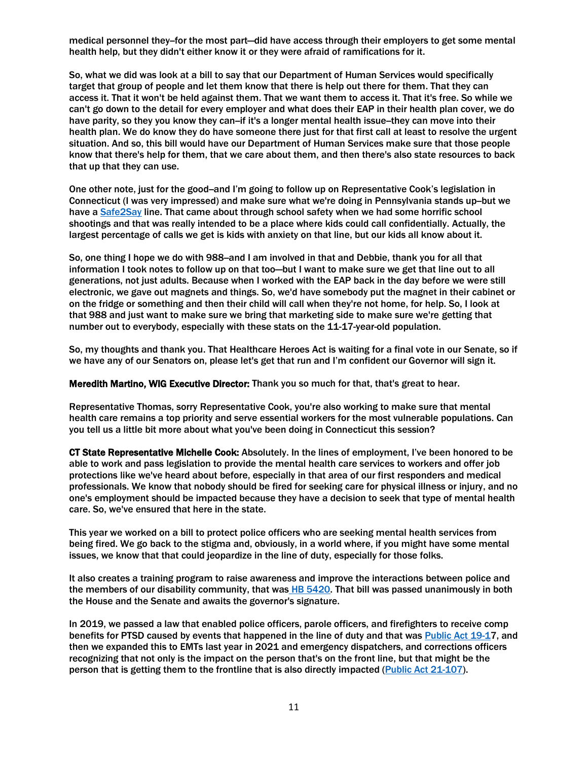medical personnel they–for the most part—did have access through their employers to get some mental health help, but they didn't either know it or they were afraid of ramifications for it.

So, what we did was look at a bill to say that our Department of Human Services would specifically target that group of people and let them know that there is help out there for them. That they can access it. That it won't be held against them. That we want them to access it. That it's free. So while we can't go down to the detail for every employer and what does their EAP in their health plan cover, we do have parity, so they you know they can–if it's a longer mental health issue–they can move into their health plan. We do know they do have someone there just for that first call at least to resolve the urgent situation. And so, this bill would have our Department of Human Services make sure that those people know that there's help for them, that we care about them, and then there's also state resources to back that up that they can use.

One other note, just for the good–and I'm going to follow up on Representative Cook's legislation in Connecticut (I was very impressed) and make sure what we're doing in Pennsylvania stands up–but we have a Safe2Say line. That came about through school safety when we had some horrific school shootings and that was really intended to be a place where kids could call confidentially. Actually, the largest percentage of calls we get is kids with anxiety on that line, but our kids all know about it.

So, one thing I hope we do with 988–and I am involved in that and Debbie, thank you for all that information I took notes to follow up on that too—but I want to make sure we get that line out to all generations, not just adults. Because when I worked with the EAP back in the day before we were still electronic, we gave out magnets and things. So, we'd have somebody put the magnet in their cabinet or on the fridge or something and then their child will call when they're not home, for help. So, I look at that 988 and just want to make sure we bring that marketing side to make sure we're getting that number out to everybody, especially with these stats on the 11-17-year-old population.

So, my thoughts and thank you. That Healthcare Heroes Act is waiting for a final vote in our Senate, so if we have any of our Senators on, please let's get that run and I'm confident our Governor will sign it.

**Meredith Martino, WIG Executive Director:** Thank you so much for that, that's great to hear.

Representative Thomas, sorry Representative Cook, you're also working to make sure that mental health care remains a top priority and serve essential workers for the most vulnerable populations. Can you tell us a little bit more about what you've been doing in Connecticut this session?

**CT State Representative Michelle Cook:** Absolutely. In the lines of employment, I've been honored to be able to work and pass legislation to provide the mental health care services to workers and offer job protections like we've heard about before, especially in that area of our first responders and medical professionals. We know that nobody should be fired for seeking care for physical illness or injury, and no one's employment should be impacted because they have a decision to seek that type of mental health care. So, we've ensured that here in the state.

This year we worked on a bill to protect police officers who are seeking mental health services from being fired. We go back to the stigma and, obviously, in a world where, if you might have some mental issues, we know that that could jeopardize in the line of duty, especially for those folks.

It also creates a training program to raise awareness and improve the interactions between police and the members of our disability community, that was HB 5420. That bill was passed unanimously in both the House and the Senate and awaits the governor's signature.

In 2019, we passed a law that enabled police officers, parole officers, and firefighters to receive comp benefits for PTSD caused by events that happened in the line of duty and that was Public Act 19-17, and then we expanded this to EMTs last year in 2021 and emergency dispatchers, and corrections officers recognizing that not only is the impact on the person that's on the front line, but that might be the person that is getting them to the frontline that is also directly impacted (Public Act 21-107).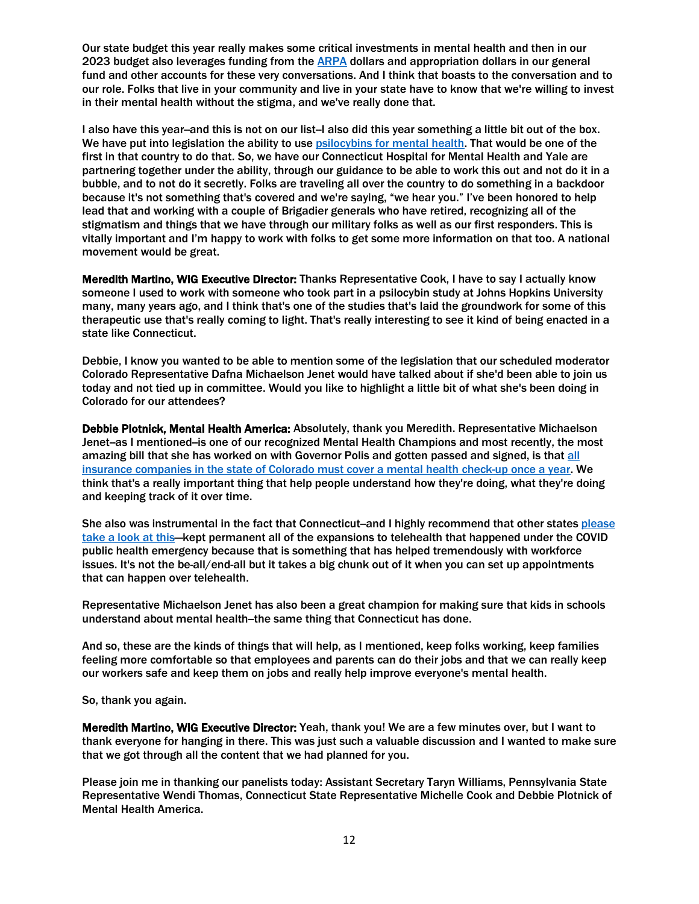Our state budget this year really makes some critical investments in mental health and then in our 2023 budget also leverages funding from the ARPA dollars and appropriation dollars in our general fund and other accounts for these very conversations. And I think that boasts to the conversation and to our role. Folks that live in your community and live in your state have to know that we're willing to invest in their mental health without the stigma, and we've really done that.

I also have this year–and this is not on our list–I also did this year something a little bit out of the box. We have put into legislation the ability to use psilocybins for mental health. That would be one of the first in that country to do that. So, we have our Connecticut Hospital for Mental Health and Yale are partnering together under the ability, through our guidance to be able to work this out and not do it in a bubble, and to not do it secretly. Folks are traveling all over the country to do something in a backdoor because it's not something that's covered and we're saying, "we hear you." I've been honored to help lead that and working with a couple of Brigadier generals who have retired, recognizing all of the stigmatism and things that we have through our military folks as well as our first responders. This is vitally important and I'm happy to work with folks to get some more information on that too. A national movement would be great.

**Meredith Martino, WIG Executive Director:** Thanks Representative Cook, I have to say I actually know someone I used to work with someone who took part in a psilocybin study at Johns Hopkins University many, many years ago, and I think that's one of the studies that's laid the groundwork for some of this therapeutic use that's really coming to light. That's really interesting to see it kind of being enacted in a state like Connecticut.

Debbie, I know you wanted to be able to mention some of the legislation that our scheduled moderator Colorado Representative Dafna Michaelson Jenet would have talked about if she'd been able to join us today and not tied up in committee. Would you like to highlight a little bit of what she's been doing in Colorado for our attendees?

**Debbie Plotnick, Mental Health America:** Absolutely, thank you Meredith. Representative Michaelson Jenet–as I mentioned–is one of our recognized Mental Health Champions and most recently, the most amazing bill that she has worked on with Governor Polis and gotten passed and signed, is that all insurance companies in the state of Colorado must cover a mental health check-up once a year. We think that's a really important thing that help people understand how they're doing, what they're doing and keeping track of it over time.

She also was instrumental in the fact that Connecticut–and I highly recommend that other states please take a look at this—kept permanent all of the expansions to telehealth that happened under the COVID public health emergency because that is something that has helped tremendously with workforce issues. It's not the be-all/end-all but it takes a big chunk out of it when you can set up appointments that can happen over telehealth.

Representative Michaelson Jenet has also been a great champion for making sure that kids in schools understand about mental health–the same thing that Connecticut has done.

And so, these are the kinds of things that will help, as I mentioned, keep folks working, keep families feeling more comfortable so that employees and parents can do their jobs and that we can really keep our workers safe and keep them on jobs and really help improve everyone's mental health.

So, thank you again.

**Meredith Martino, WIG Executive Director:** Yeah, thank you! We are a few minutes over, but I want to thank everyone for hanging in there. This was just such a valuable discussion and I wanted to make sure that we got through all the content that we had planned for you.

Please join me in thanking our panelists today: Assistant Secretary Taryn Williams, Pennsylvania State Representative Wendi Thomas, Connecticut State Representative Michelle Cook and Debbie Plotnick of Mental Health America.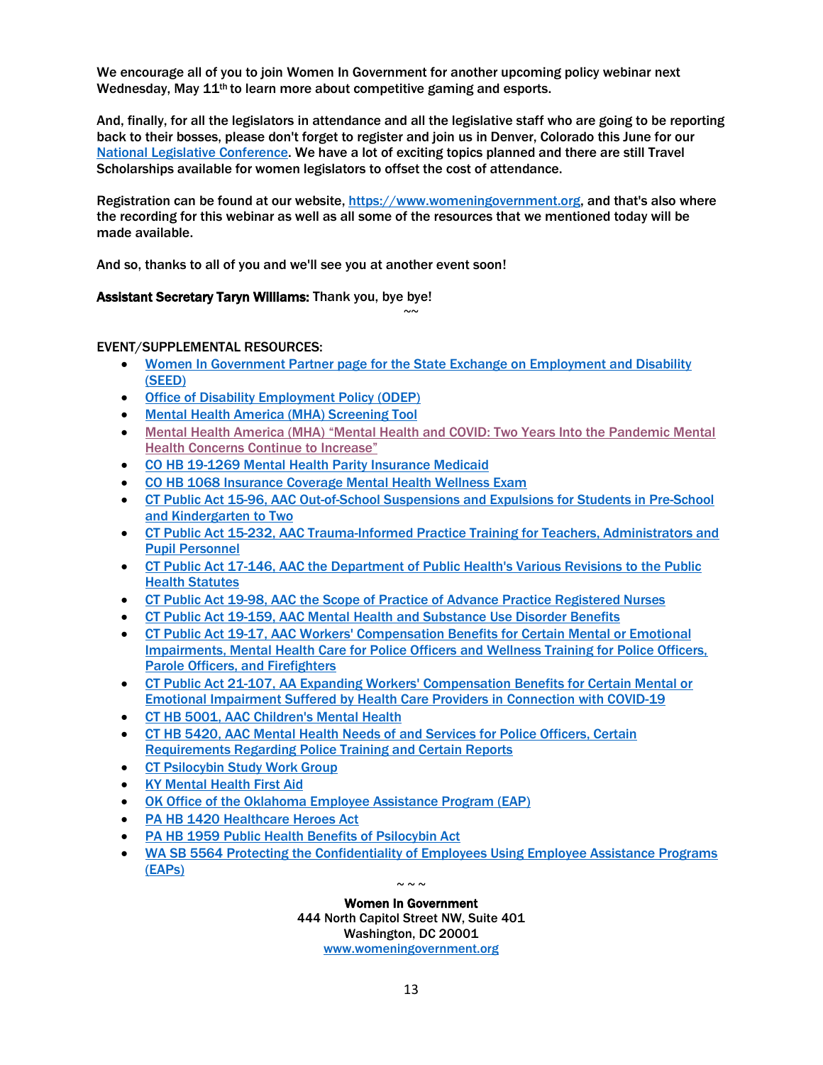We encourage all of you to join Women In Government for another upcoming policy webinar next Wednesday, May 11th to learn more about competitive gaming and esports.

And, finally, for all the legislators in attendance and all the legislative staff who are going to be reporting back to their bosses, please don't forget to register and join us in Denver, Colorado this June for our National Legislative Conference. We have a lot of exciting topics planned and there are still Travel Scholarships available for women legislators to offset the cost of attendance.

Registration can be found at our website, https://www.womeningovernment.org, and that's also where the recording for this webinar as well as all some of the resources that we mentioned today will be made available.

And so, thanks to all of you and we'll see you at another event soon!

**Assistant Secretary Taryn Williams:** Thank you, bye bye!

~~

EVENT/SUPPLEMENTAL RESOURCES:

- Women In Government Partner page for the State Exchange on Employment and Disability (SEED)
- Office of Disability Employment Policy (ODEP)
- Mental Health America (MHA) Screening Tool
- Mental Health America (MHA) "Mental Health and COVID: Two Years Into the Pandemic Mental Health Concerns Continue to Increase"
- CO HB 19-1269 Mental Health Parity Insurance Medicaid
- CO HB 1068 Insurance Coverage Mental Health Wellness Exam
- CT Public Act 15-96, AAC Out-of-School Suspensions and Expulsions for Students in Pre-School and Kindergarten to Two
- CT Public Act 15-232, AAC Trauma-Informed Practice Training for Teachers, Administrators and Pupil Personnel
- CT Public Act 17-146, AAC the Department of Public Health's Various Revisions to the Public Health Statutes
- CT Public Act 19-98, AAC the Scope of Practice of Advance Practice Registered Nurses
- CT Public Act 19-159, AAC Mental Health and Substance Use Disorder Benefits
- CT Public Act 19-17, AAC Workers' Compensation Benefits for Certain Mental or Emotional Impairments, Mental Health Care for Police Officers and Wellness Training for Police Officers, Parole Officers, and Firefighters
- CT Public Act 21-107, AA Expanding Workers' Compensation Benefits for Certain Mental or Emotional Impairment Suffered by Health Care Providers in Connection with COVID-19
- CT HB 5001, AAC Children's Mental Health
- CT HB 5420, AAC Mental Health Needs of and Services for Police Officers, Certain Requirements Regarding Police Training and Certain Reports
- CT Psilocybin Study Work Group
- KY Mental Health First Aid
- OK Office of the Oklahoma Employee Assistance Program (EAP)
- PA HB 1420 Healthcare Heroes Act
- PA HB 1959 Public Health Benefits of Psilocybin Act
- WA SB 5564 Protecting the Confidentiality of Employees Using Employee Assistance Programs (EAPs)

~ ~ ~

**Women In Government**
444 North Capitol Street NW, Suite 401
Washington, DC 20001
www.womeningovernment.org